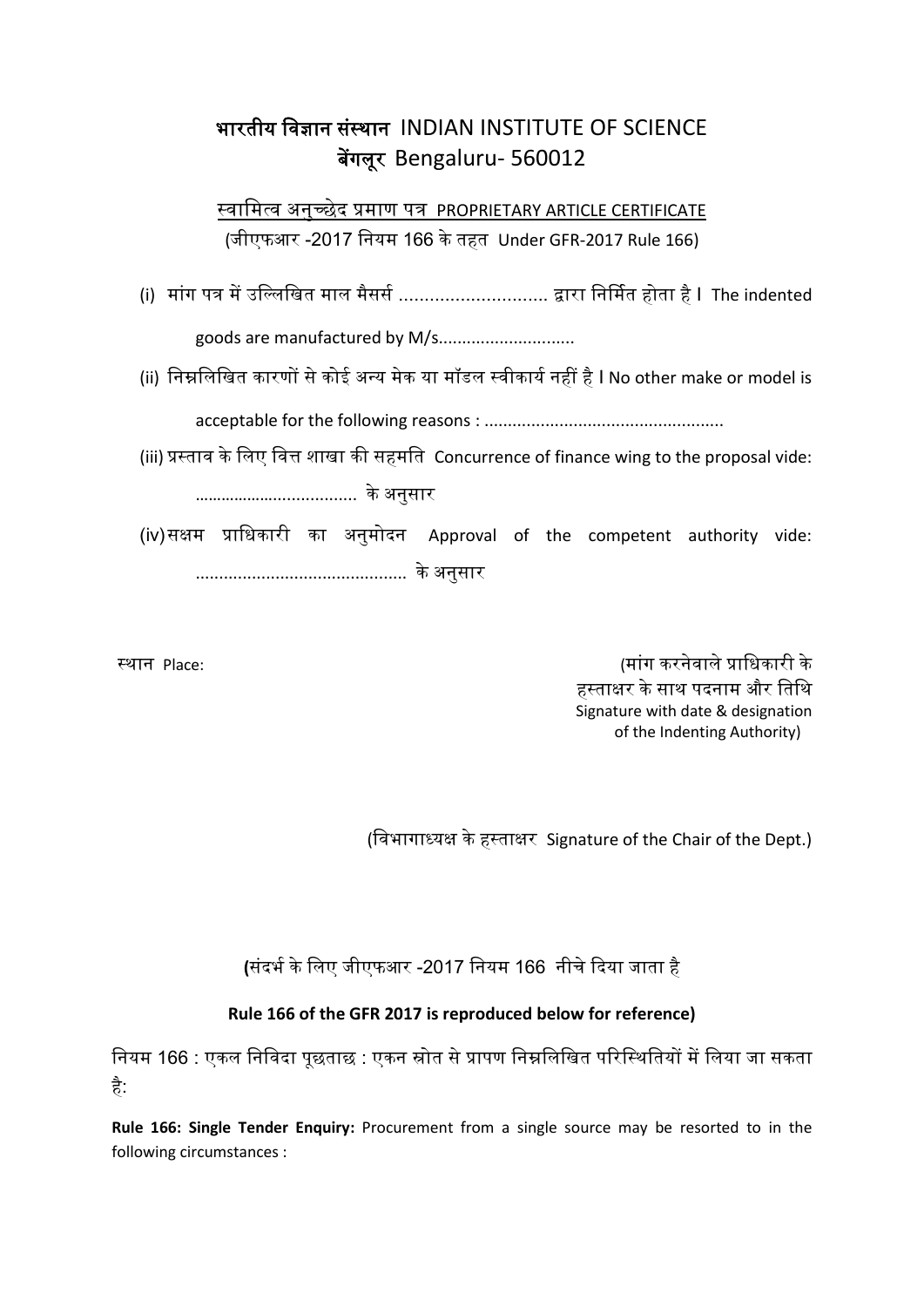# भारतीय विज्ञान संस्थान INDIAN INSTITUTE OF SCIENCE
## बेंगलूर Bengaluru- 560012

### स्वामित्व अनुच्छेद प्रमाण पत्र PROPRIETARY ARTICLE CERTIFICATE
(जीएफआर -2017 नियम 166 के तहत Under GFR-2017 Rule 166)

(i) मांग पत्र में उल्लिखित माल मैसर्स ............................ द्वारा निर्मित होता है I The indented goods are manufactured by M/s............................

(ii) निम्नलिखित कारणों से कोई अन्य मेक या मॉडल स्वीकार्य नहीं है I No other make or model is acceptable for the following reasons : ..................................................

(iii) प्रस्ताव के लिए वित्त शाखा की सहमति Concurrence of finance wing to the proposal vide: ................................. के अनुसार

(iv) सक्षम प्राधिकारी का अनुमोदन Approval of the competent authority vide: ............................................ के अनुसार

स्थान Place:

(मांग करनेवाले प्राधिकारी के हस्ताक्षर के साथ पदनाम और तिथि
Signature with date & designation of the Indenting Authority)

(विभागाध्यक्ष के हस्ताक्षर Signature of the Chair of the Dept.)

(संदर्भ के लिए जीएफआर -2017 नियम 166 नीचे दिया जाता है

**Rule 166 of the GFR 2017 is reproduced below for reference)**

नियम 166 : एकल निविदा पूछताछ : एकन स्रोत से प्रापण निम्नलिखित परिस्थितियों में लिया जा सकता है:

**Rule 166: Single Tender Enquiry:** Procurement from a single source may be resorted to in the following circumstances :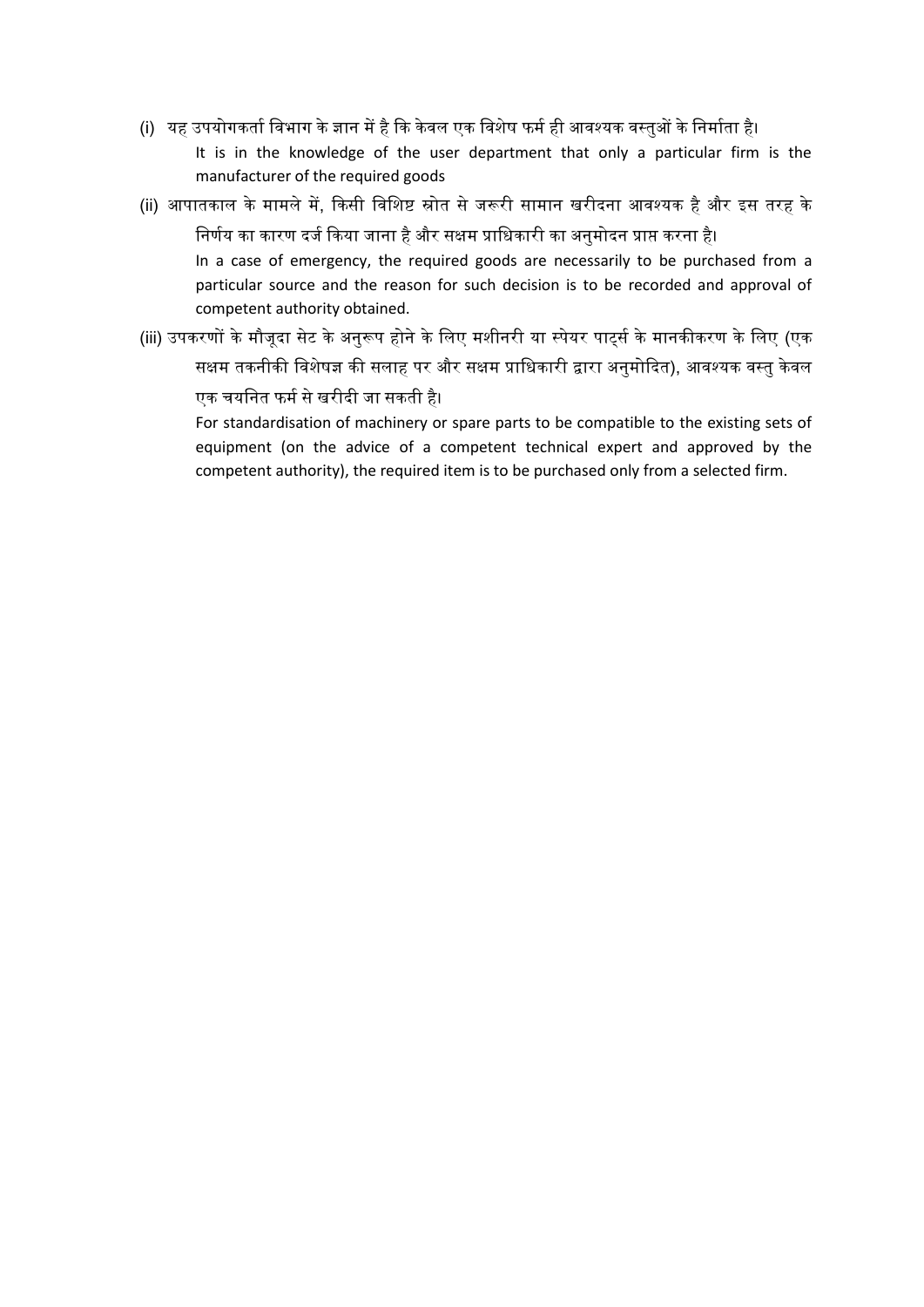(i) यह उपयोगकर्ता विभाग के ज्ञान में है कि केवल एक विशेष फर्म ही आवश्यक वस्तुओं के निर्माता है।

It is in the knowledge of the user department that only a particular firm is the manufacturer of the required goods

(ii) आपातकाल के मामले में, किसी विशिष्ट स्रोत से जरूरी सामान खरीदना आवश्यक है और इस तरह के निर्णय का कारण दर्ज किया जाना है और सक्षम प्राधिकारी का अनुमोदन प्राप्त करना है।

In a case of emergency, the required goods are necessarily to be purchased from a particular source and the reason for such decision is to be recorded and approval of competent authority obtained.

(iii) उपकरणों के मौजूदा सेट के अनुरूप होने के लिए मशीनरी या स्पेयर पार्ट्स के मानकीकरण के लिए (एक सक्षम तकनीकी विशेषज्ञ की सलाह पर और सक्षम प्राधिकारी द्वारा अनुमोदित), आवश्यक वस्तु केवल एक चयनित फर्म से खरीदी जा सकती है।

For standardisation of machinery or spare parts to be compatible to the existing sets of equipment (on the advice of a competent technical expert and approved by the competent authority), the required item is to be purchased only from a selected firm.